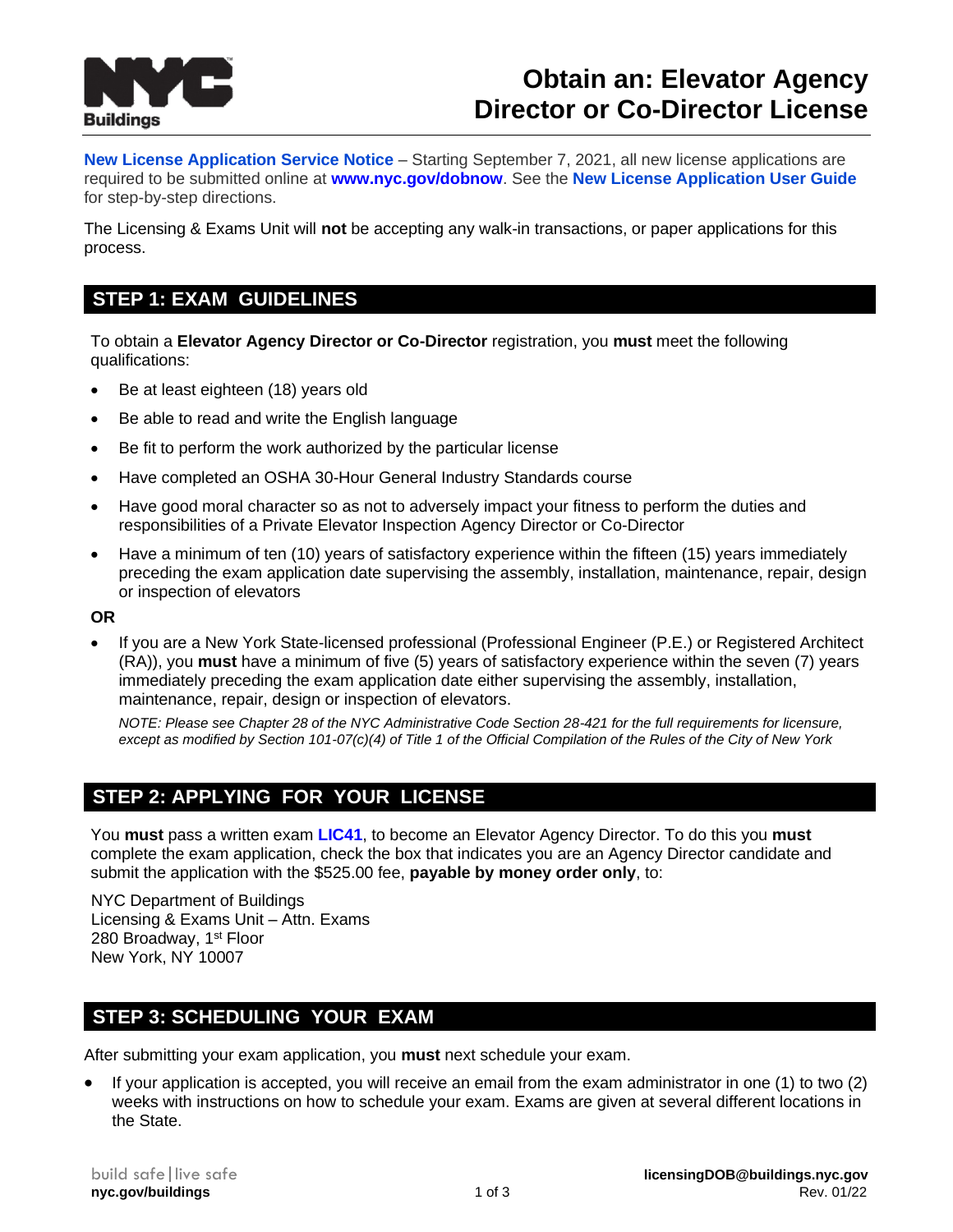# Obtain an: Elevator Agency Director or Co-Director License

**New License Application Service Notice** – Starting September 7, 2021, all new license applications are required to be submitted online at **www.nyc.gov/dobnow**. See the **New License Application User Guide** for step-by-step directions.

The Licensing & Exams Unit will **not** be accepting any walk-in transactions, or paper applications for this process.

## STEP 1: EXAM GUIDELINES

To obtain a **Elevator Agency Director or Co-Director** registration, you **must** meet the following qualifications:

- Be at least eighteen (18) years old
- Be able to read and write the English language
- Be fit to perform the work authorized by the particular license
- Have completed an OSHA 30-Hour General Industry Standards course
- Have good moral character so as not to adversely impact your fitness to perform the duties and responsibilities of a Private Elevator Inspection Agency Director or Co-Director
- Have a minimum of ten (10) years of satisfactory experience within the fifteen (15) years immediately preceding the exam application date supervising the assembly, installation, maintenance, repair, design or inspection of elevators

**OR**

- If you are a New York State-licensed professional (Professional Engineer (P.E.) or Registered Architect (RA)), you **must** have a minimum of five (5) years of satisfactory experience within the seven (7) years immediately preceding the exam application date either supervising the assembly, installation, maintenance, repair, design or inspection of elevators.

  *NOTE: Please see Chapter 28 of the NYC Administrative Code Section 28-421 for the full requirements for licensure, except as modified by Section 101-07(c)(4) of Title 1 of the Official Compilation of the Rules of the City of New York*

## STEP 2: APPLYING FOR YOUR LICENSE

You **must** pass a written exam **LIC41**, to become an Elevator Agency Director. To do this you **must** complete the exam application, check the box that indicates you are an Agency Director candidate and submit the application with the $525.00 fee, **payable by money order only**, to:

NYC Department of Buildings
Licensing & Exams Unit – Attn. Exams
280 Broadway, 1st Floor
New York, NY 10007

## STEP 3: SCHEDULING YOUR EXAM

After submitting your exam application, you **must** next schedule your exam.

- If your application is accepted, you will receive an email from the exam administrator in one (1) to two (2) weeks with instructions on how to schedule your exam. Exams are given at several different locations in the State.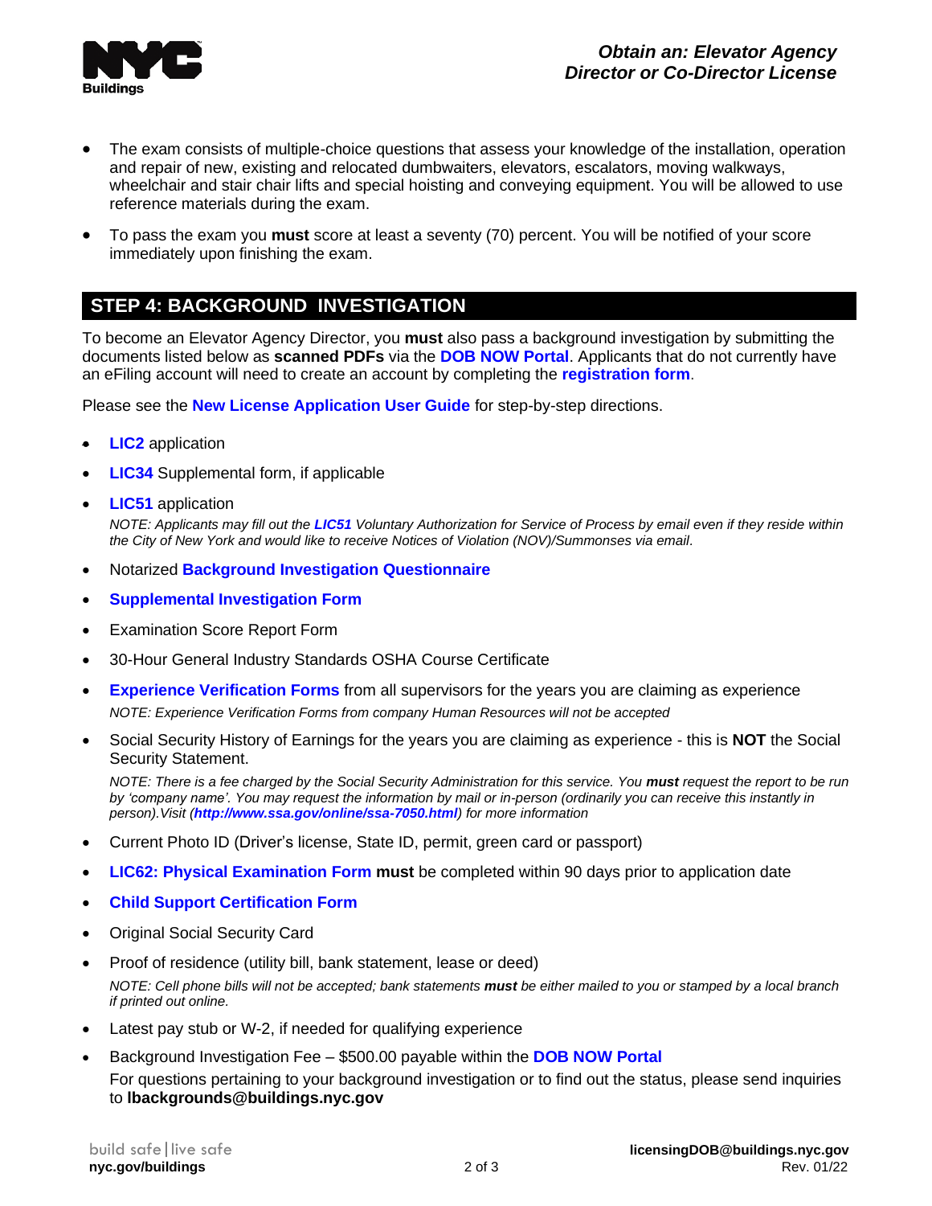- The exam consists of multiple-choice questions that assess your knowledge of the installation, operation and repair of new, existing and relocated dumbwaiters, elevators, escalators, moving walkways, wheelchair and stair chair lifts and special hoisting and conveying equipment. You will be allowed to use reference materials during the exam.
- To pass the exam you **must** score at least a seventy (70) percent. You will be notified of your score immediately upon finishing the exam.

## STEP 4: BACKGROUND INVESTIGATION

To become an Elevator Agency Director, you **must** also pass a background investigation by submitting the documents listed below as **scanned PDFs** via the **DOB NOW Portal**. Applicants that do not currently have an eFiling account will need to create an account by completing the **registration form**.

Please see the **New License Application User Guide** for step-by-step directions.

- **LIC2** application
- **LIC34** Supplemental form, if applicable
- **LIC51** application

  *NOTE: Applicants may fill out the **LIC51** Voluntary Authorization for Service of Process by email even if they reside within the City of New York and would like to receive Notices of Violation (NOV)/Summonses via email.*
- Notarized **Background Investigation Questionnaire**
- **Supplemental Investigation Form**
- Examination Score Report Form
- 30-Hour General Industry Standards OSHA Course Certificate
- **Experience Verification Forms** from all supervisors for the years you are claiming as experience

  *NOTE: Experience Verification Forms from company Human Resources will not be accepted*
- Social Security History of Earnings for the years you are claiming as experience - this is **NOT** the Social Security Statement.

  *NOTE: There is a fee charged by the Social Security Administration for this service. You **must** request the report to be run by 'company name'. You may request the information by mail or in-person (ordinarily you can receive this instantly in person).Visit (**http://www.ssa.gov/online/ssa-7050.html**) for more information*
- Current Photo ID (Driver's license, State ID, permit, green card or passport)
- **LIC62: Physical Examination Form** **must** be completed within 90 days prior to application date
- **Child Support Certification Form**
- Original Social Security Card
- Proof of residence (utility bill, bank statement, lease or deed)

  *NOTE: Cell phone bills will not be accepted; bank statements **must** be either mailed to you or stamped by a local branch if printed out online.*
- Latest pay stub or W-2, if needed for qualifying experience
- Background Investigation Fee – $500.00 payable within the **DOB NOW Portal**

  For questions pertaining to your background investigation or to find out the status, please send inquiries to **lbackgrounds@buildings.nyc.gov**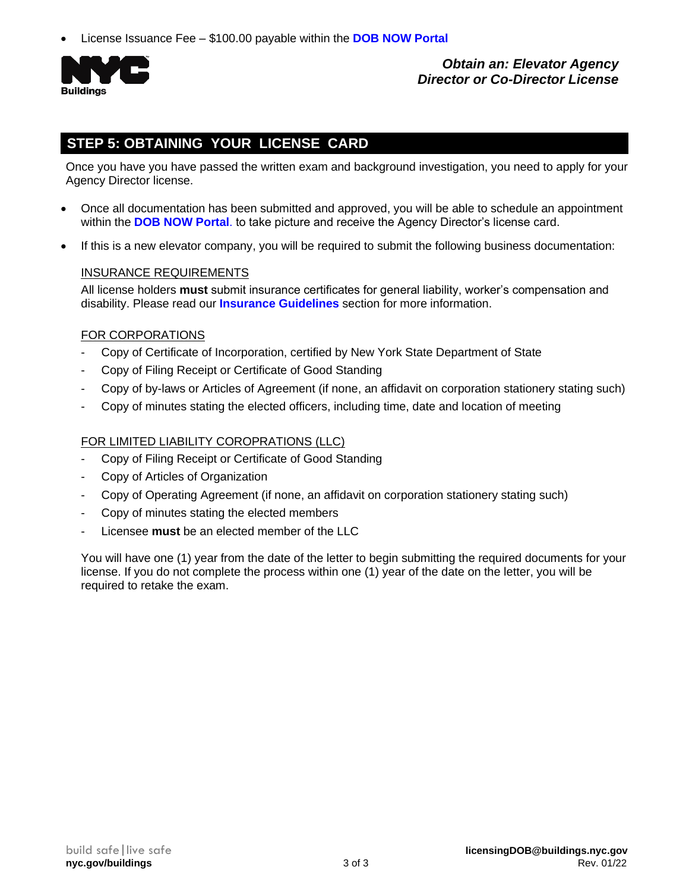- License Issuance Fee – $100.00 payable within the **DOB NOW Portal**

*Obtain an: Elevator Agency Director or Co-Director License*

## STEP 5: OBTAINING YOUR LICENSE CARD

Once you have you have passed the written exam and background investigation, you need to apply for your Agency Director license.

- Once all documentation has been submitted and approved, you will be able to schedule an appointment within the **DOB NOW Portal**. to take picture and receive the Agency Director's license card.
- If this is a new elevator company, you will be required to submit the following business documentation:

INSURANCE REQUIREMENTS

All license holders **must** submit insurance certificates for general liability, worker's compensation and disability. Please read our **Insurance Guidelines** section for more information.

FOR CORPORATIONS

- Copy of Certificate of Incorporation, certified by New York State Department of State
- Copy of Filing Receipt or Certificate of Good Standing
- Copy of by-laws or Articles of Agreement (if none, an affidavit on corporation stationery stating such)
- Copy of minutes stating the elected officers, including time, date and location of meeting

FOR LIMITED LIABILITY COROPRATIONS (LLC)

- Copy of Filing Receipt or Certificate of Good Standing
- Copy of Articles of Organization
- Copy of Operating Agreement (if none, an affidavit on corporation stationery stating such)
- Copy of minutes stating the elected members
- Licensee **must** be an elected member of the LLC

You will have one (1) year from the date of the letter to begin submitting the required documents for your license. If you do not complete the process within one (1) year of the date on the letter, you will be required to retake the exam.